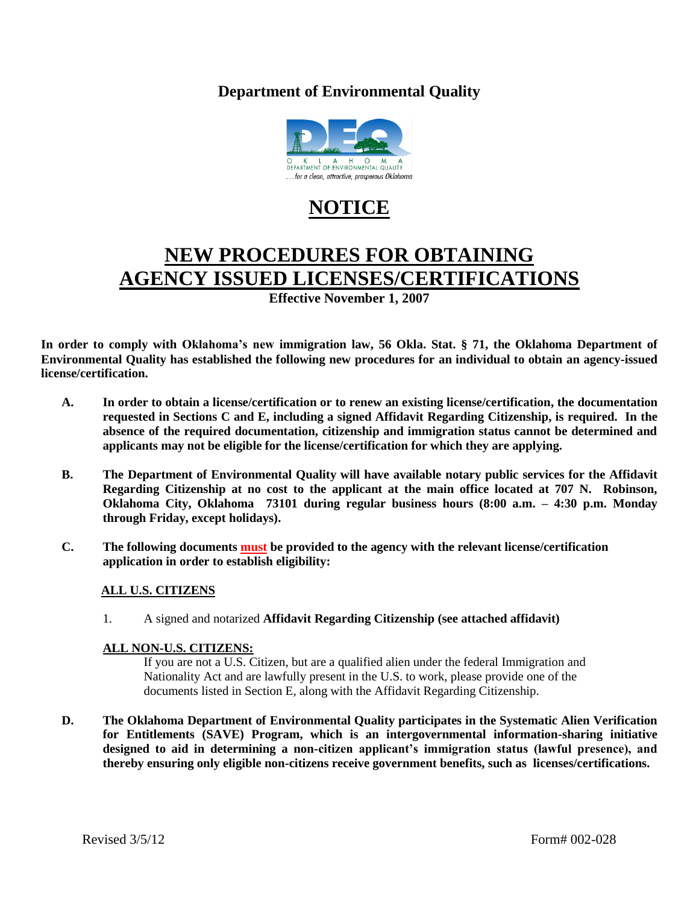## Department of Environmental Quality

# NOTICE

# NEW PROCEDURES FOR OBTAINING AGENCY ISSUED LICENSES/CERTIFICATIONS

**Effective November 1, 2007**

**In order to comply with Oklahoma's new immigration law, 56 Okla. Stat. § 71, the Oklahoma Department of Environmental Quality has established the following new procedures for an individual to obtain an agency-issued license/certification.**

**A. In order to obtain a license/certification or to renew an existing license/certification, the documentation requested in Sections C and E, including a signed Affidavit Regarding Citizenship, is required. In the absence of the required documentation, citizenship and immigration status cannot be determined and applicants may not be eligible for the license/certification for which they are applying.**

**B. The Department of Environmental Quality will have available notary public services for the Affidavit Regarding Citizenship at no cost to the applicant at the main office located at 707 N. Robinson, Oklahoma City, Oklahoma 73101 during regular business hours (8:00 a.m. – 4:30 p.m. Monday through Friday, except holidays).**

**C. The following documents must be provided to the agency with the relevant license/certification application in order to establish eligibility:**

**ALL U.S. CITIZENS**

1. A signed and notarized **Affidavit Regarding Citizenship (see attached affidavit)**

**ALL NON-U.S. CITIZENS:**

If you are not a U.S. Citizen, but are a qualified alien under the federal Immigration and Nationality Act and are lawfully present in the U.S. to work, please provide one of the documents listed in Section E, along with the Affidavit Regarding Citizenship.

**D. The Oklahoma Department of Environmental Quality participates in the Systematic Alien Verification for Entitlements (SAVE) Program, which is an intergovernmental information-sharing initiative designed to aid in determining a non-citizen applicant's immigration status (lawful presence), and thereby ensuring only eligible non-citizens receive government benefits, such as licenses/certifications.**

Revised 3/5/12 Form# 002-028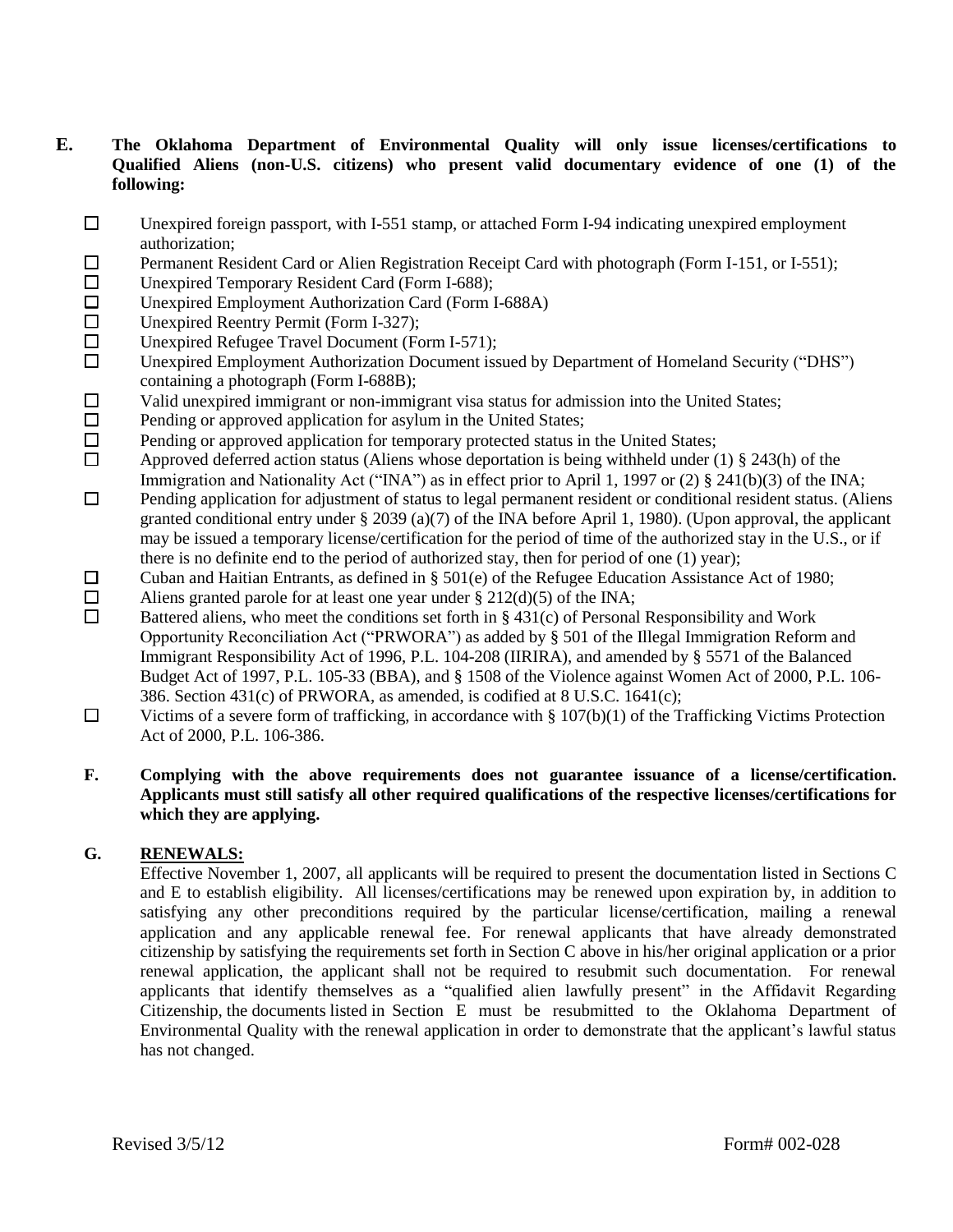**E. The Oklahoma Department of Environmental Quality will only issue licenses/certifications to Qualified Aliens (non-U.S. citizens) who present valid documentary evidence of one (1) of the following:**

- ☐ Unexpired foreign passport, with I-551 stamp, or attached Form I-94 indicating unexpired employment authorization;
- ☐ Permanent Resident Card or Alien Registration Receipt Card with photograph (Form I-151, or I-551);
- ☐ Unexpired Temporary Resident Card (Form I-688);
- ☐ Unexpired Employment Authorization Card (Form I-688A)
- ☐ Unexpired Reentry Permit (Form I-327);
- ☐ Unexpired Refugee Travel Document (Form I-571);
- ☐ Unexpired Employment Authorization Document issued by Department of Homeland Security ("DHS") containing a photograph (Form I-688B);
- ☐ Valid unexpired immigrant or non-immigrant visa status for admission into the United States;
- ☐ Pending or approved application for asylum in the United States;
- ☐ Pending or approved application for temporary protected status in the United States;
- ☐ Approved deferred action status (Aliens whose deportation is being withheld under (1) § 243(h) of the Immigration and Nationality Act ("INA") as in effect prior to April 1, 1997 or (2) § 241(b)(3) of the INA;
- ☐ Pending application for adjustment of status to legal permanent resident or conditional resident status. (Aliens granted conditional entry under § 2039 (a)(7) of the INA before April 1, 1980). (Upon approval, the applicant may be issued a temporary license/certification for the period of time of the authorized stay in the U.S., or if there is no definite end to the period of authorized stay, then for period of one (1) year);
- ☐ Cuban and Haitian Entrants, as defined in § 501(e) of the Refugee Education Assistance Act of 1980;
- ☐ Aliens granted parole for at least one year under § 212(d)(5) of the INA;
- ☐ Battered aliens, who meet the conditions set forth in § 431(c) of Personal Responsibility and Work Opportunity Reconciliation Act ("PRWORA") as added by § 501 of the Illegal Immigration Reform and Immigrant Responsibility Act of 1996, P.L. 104-208 (IIRIRA), and amended by § 5571 of the Balanced Budget Act of 1997, P.L. 105-33 (BBA), and § 1508 of the Violence against Women Act of 2000, P.L. 106-386. Section 431(c) of PRWORA, as amended, is codified at 8 U.S.C. 1641(c);
- ☐ Victims of a severe form of trafficking, in accordance with § 107(b)(1) of the Trafficking Victims Protection Act of 2000, P.L. 106-386.

**F. Complying with the above requirements does not guarantee issuance of a license/certification. Applicants must still satisfy all other required qualifications of the respective licenses/certifications for which they are applying.**

**G. RENEWALS:**

Effective November 1, 2007, all applicants will be required to present the documentation listed in Sections C and E to establish eligibility. All licenses/certifications may be renewed upon expiration by, in addition to satisfying any other preconditions required by the particular license/certification, mailing a renewal application and any applicable renewal fee. For renewal applicants that have already demonstrated citizenship by satisfying the requirements set forth in Section C above in his/her original application or a prior renewal application, the applicant shall not be required to resubmit such documentation. For renewal applicants that identify themselves as a "qualified alien lawfully present" in the Affidavit Regarding Citizenship, the documents listed in Section E must be resubmitted to the Oklahoma Department of Environmental Quality with the renewal application in order to demonstrate that the applicant's lawful status has not changed.

Revised 3/5/12 Form# 002-028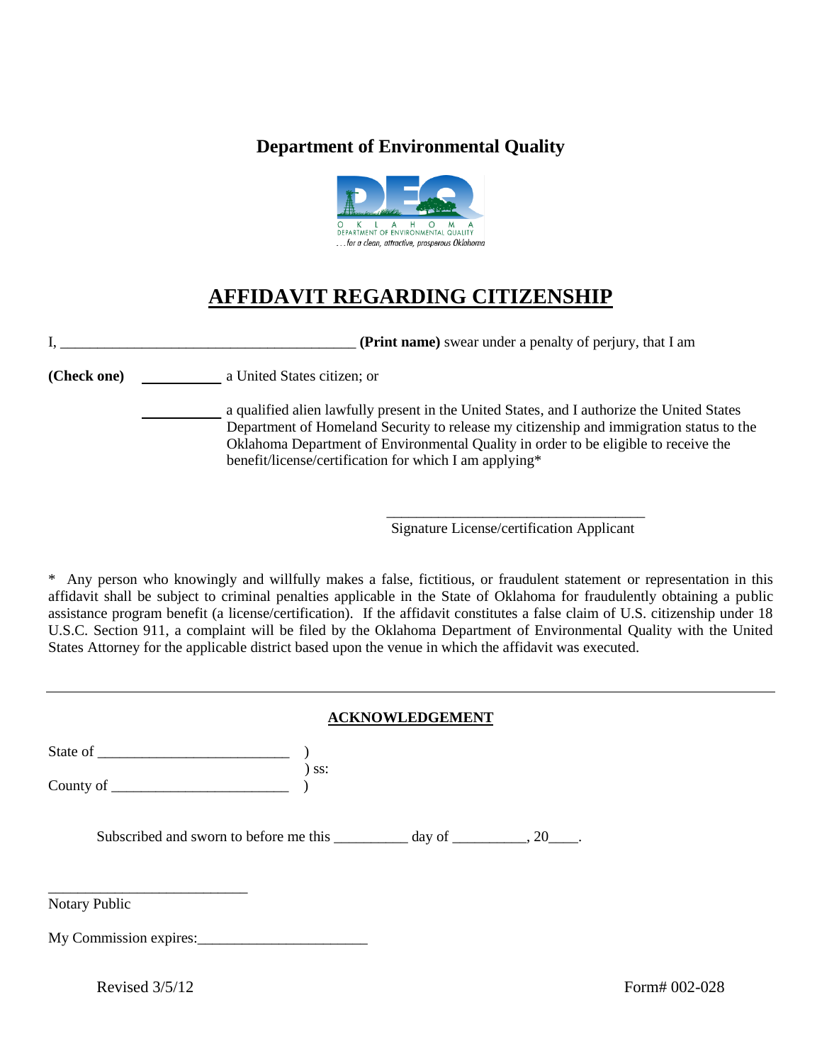## Department of Environmental Quality

O K L A H O M A
DEPARTMENT OF ENVIRONMENTAL QUALITY
. . . for a clean, attractive, prosperous Oklahoma

# AFFIDAVIT REGARDING CITIZENSHIP

I, ________________________________________ **(Print name)** swear under a penalty of perjury, that I am

**(Check one)** __________ a United States citizen; or

__________ a qualified alien lawfully present in the United States, and I authorize the United States Department of Homeland Security to release my citizenship and immigration status to the Oklahoma Department of Environmental Quality in order to be eligible to receive the benefit/license/certification for which I am applying*

___________________________________
Signature License/certification Applicant

* Any person who knowingly and willfully makes a false, fictitious, or fraudulent statement or representation in this affidavit shall be subject to criminal penalties applicable in the State of Oklahoma for fraudulently obtaining a public assistance program benefit (a license/certification). If the affidavit constitutes a false claim of U.S. citizenship under 18 U.S.C. Section 911, a complaint will be filed by the Oklahoma Department of Environmental Quality with the United States Attorney for the applicable district based upon the venue in which the affidavit was executed.

---

## ACKNOWLEDGEMENT

State of __________________________ )
) ss:
County of ________________________ )

Subscribed and sworn to before me this __________ day of __________, 20____.

___________________________
Notary Public

My Commission expires:_______________________

Revised 3/5/12 Form# 002-028